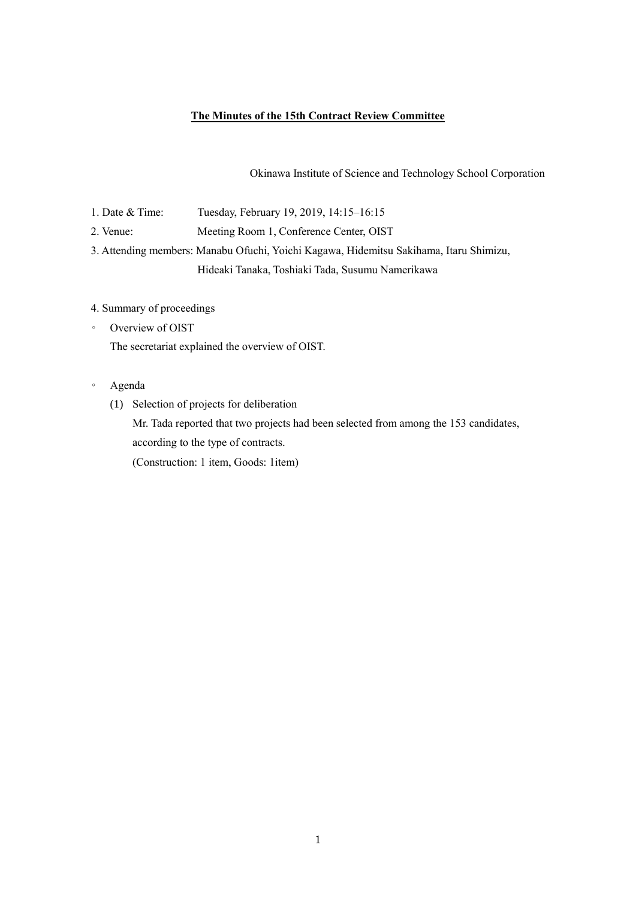# The Minutes of the 15th Contract Review Committee

Okinawa Institute of Science and Technology School Corporation

1. Date & Time: Tuesday, February 19, 2019, 14:15–16:15
2. Venue: Meeting Room 1, Conference Center, OIST
3. Attending members: Manabu Ofuchi, Yoichi Kagawa, Hidemitsu Sakihama, Itaru Shimizu, Hideaki Tanaka, Toshiaki Tada, Susumu Namerikawa

4. Summary of proceedings

◦ Overview of OIST

The secretariat explained the overview of OIST.

◦ Agenda

(1) Selection of projects for deliberation

Mr. Tada reported that two projects had been selected from among the 153 candidates, according to the type of contracts.

(Construction: 1 item, Goods: 1item)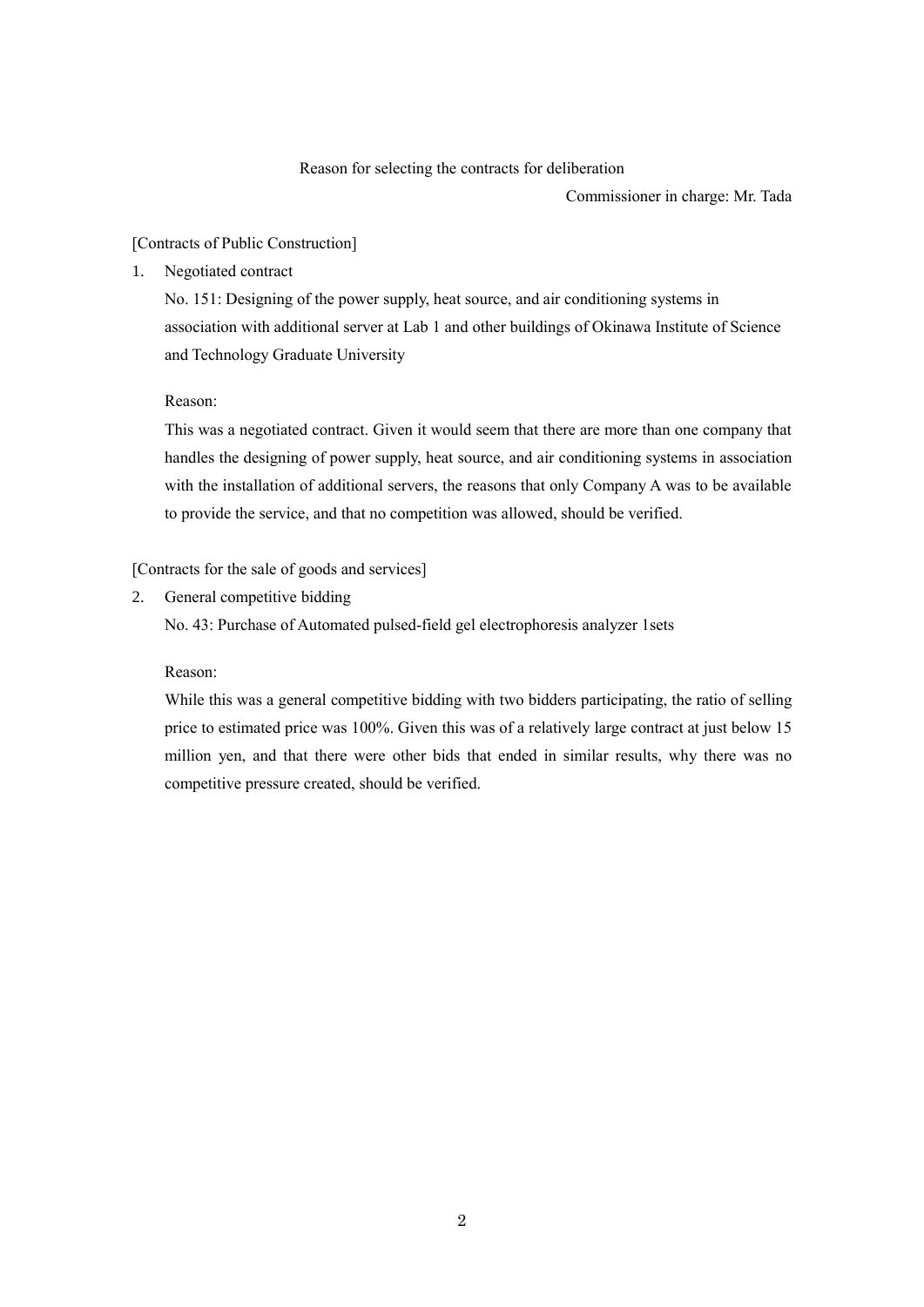# Reason for selecting the contracts for deliberation

Commissioner in charge: Mr. Tada

[Contracts of Public Construction]

1. Negotiated contract

   No. 151: Designing of the power supply, heat source, and air conditioning systems in association with additional server at Lab 1 and other buildings of Okinawa Institute of Science and Technology Graduate University

   Reason:

   This was a negotiated contract. Given it would seem that there are more than one company that handles the designing of power supply, heat source, and air conditioning systems in association with the installation of additional servers, the reasons that only Company A was to be available to provide the service, and that no competition was allowed, should be verified.

[Contracts for the sale of goods and services]

2. General competitive bidding

   No. 43: Purchase of Automated pulsed-field gel electrophoresis analyzer 1sets

   Reason:

   While this was a general competitive bidding with two bidders participating, the ratio of selling price to estimated price was 100%. Given this was of a relatively large contract at just below 15 million yen, and that there were other bids that ended in similar results, why there was no competitive pressure created, should be verified.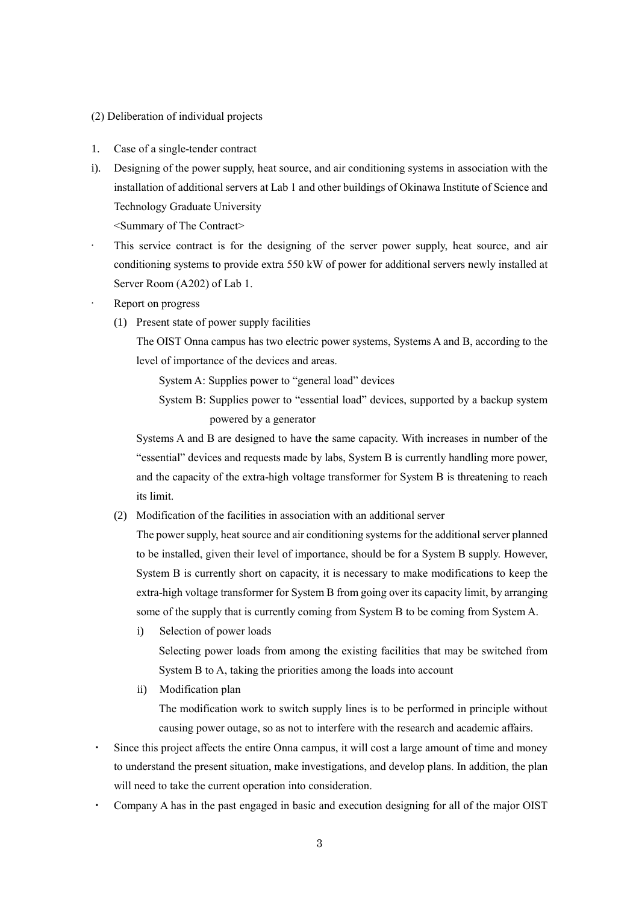(2) Deliberation of individual projects

1. Case of a single-tender contract

i). Designing of the power supply, heat source, and air conditioning systems in association with the installation of additional servers at Lab 1 and other buildings of Okinawa Institute of Science and Technology Graduate University

<Summary of The Contract>

- This service contract is for the designing of the server power supply, heat source, and air conditioning systems to provide extra 550 kW of power for additional servers newly installed at Server Room (A202) of Lab 1.
- Report on progress
  - (1) Present state of power supply facilities

    The OIST Onna campus has two electric power systems, Systems A and B, according to the level of importance of the devices and areas.

    System A: Supplies power to "general load" devices

    System B: Supplies power to "essential load" devices, supported by a backup system powered by a generator

    Systems A and B are designed to have the same capacity. With increases in number of the "essential" devices and requests made by labs, System B is currently handling more power, and the capacity of the extra-high voltage transformer for System B is threatening to reach its limit.

  - (2) Modification of the facilities in association with an additional server

    The power supply, heat source and air conditioning systems for the additional server planned to be installed, given their level of importance, should be for a System B supply. However, System B is currently short on capacity, it is necessary to make modifications to keep the extra-high voltage transformer for System B from going over its capacity limit, by arranging some of the supply that is currently coming from System B to be coming from System A.

    - i) Selection of power loads

      Selecting power loads from among the existing facilities that may be switched from System B to A, taking the priorities among the loads into account

    - ii) Modification plan

      The modification work to switch supply lines is to be performed in principle without causing power outage, so as not to interfere with the research and academic affairs.

- Since this project affects the entire Onna campus, it will cost a large amount of time and money to understand the present situation, make investigations, and develop plans. In addition, the plan will need to take the current operation into consideration.
- Company A has in the past engaged in basic and execution designing for all of the major OIST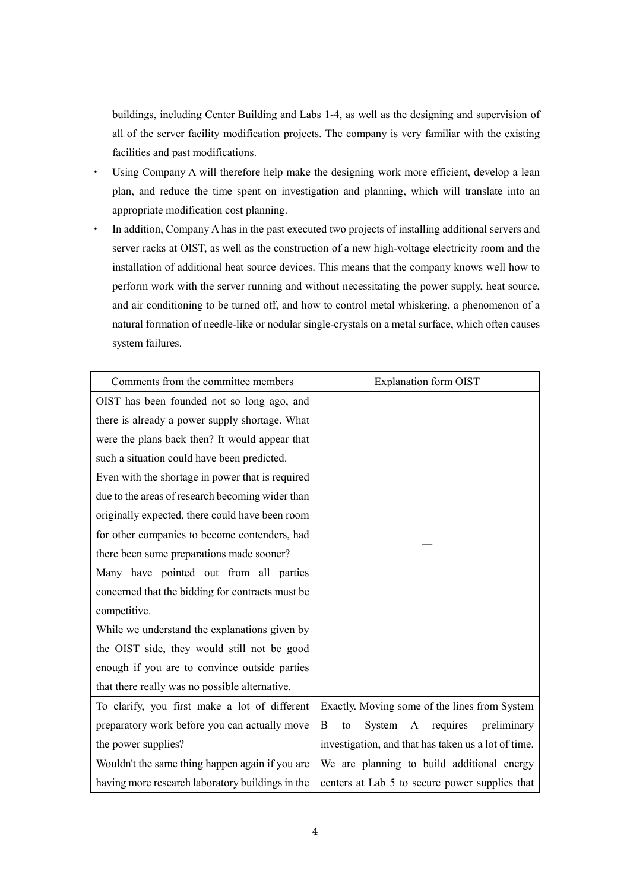buildings, including Center Building and Labs 1-4, as well as the designing and supervision of all of the server facility modification projects. The company is very familiar with the existing facilities and past modifications.

- Using Company A will therefore help make the designing work more efficient, develop a lean plan, and reduce the time spent on investigation and planning, which will translate into an appropriate modification cost planning.
- In addition, Company A has in the past executed two projects of installing additional servers and server racks at OIST, as well as the construction of a new high-voltage electricity room and the installation of additional heat source devices. This means that the company knows well how to perform work with the server running and without necessitating the power supply, heat source, and air conditioning to be turned off, and how to control metal whiskering, a phenomenon of a natural formation of needle-like or nodular single-crystals on a metal surface, which often causes system failures.

| Comments from the committee members | Explanation form OIST |
|---|---|
| OIST has been founded not so long ago, and there is already a power supply shortage. What were the plans back then? It would appear that such a situation could have been predicted.<br>Even with the shortage in power that is required due to the areas of research becoming wider than originally expected, there could have been room for other companies to become contenders, had there been some preparations made sooner?<br>Many have pointed out from all parties concerned that the bidding for contracts must be competitive.<br>While we understand the explanations given by the OIST side, they would still not be good enough if you are to convince outside parties that there really was no possible alternative. | — |
| To clarify, you first make a lot of different preparatory work before you can actually move the power supplies? | Exactly. Moving some of the lines from System B to System A requires preliminary investigation, and that has taken us a lot of time. |
| Wouldn't the same thing happen again if you are having more research laboratory buildings in the | We are planning to build additional energy centers at Lab 5 to secure power supplies that |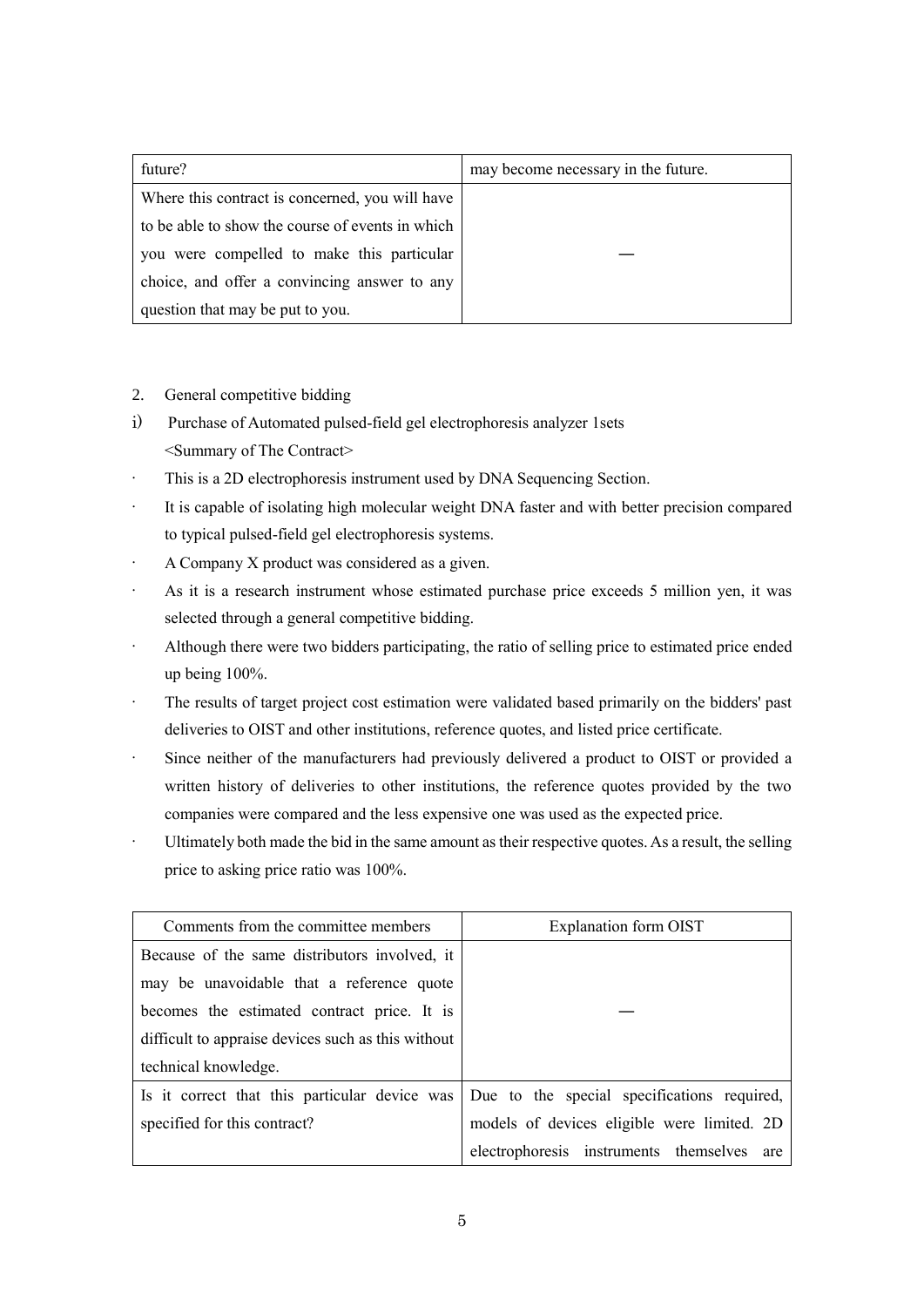| | |
|---|---|
| future? | may become necessary in the future. |
| Where this contract is concerned, you will have to be able to show the course of events in which you were compelled to make this particular choice, and offer a convincing answer to any question that may be put to you. | — |

2. General competitive bidding

i) Purchase of Automated pulsed-field gel electrophoresis analyzer 1sets

<Summary of The Contract>

- This is a 2D electrophoresis instrument used by DNA Sequencing Section.
- It is capable of isolating high molecular weight DNA faster and with better precision compared to typical pulsed-field gel electrophoresis systems.
- A Company X product was considered as a given.
- As it is a research instrument whose estimated purchase price exceeds 5 million yen, it was selected through a general competitive bidding.
- Although there were two bidders participating, the ratio of selling price to estimated price ended up being 100%.
- The results of target project cost estimation were validated based primarily on the bidders' past deliveries to OIST and other institutions, reference quotes, and listed price certificate.
- Since neither of the manufacturers had previously delivered a product to OIST or provided a written history of deliveries to other institutions, the reference quotes provided by the two companies were compared and the less expensive one was used as the expected price.
- Ultimately both made the bid in the same amount as their respective quotes. As a result, the selling price to asking price ratio was 100%.

| Comments from the committee members | Explanation form OIST |
|---|---|
| Because of the same distributors involved, it may be unavoidable that a reference quote becomes the estimated contract price. It is difficult to appraise devices such as this without technical knowledge. | — |
| Is it correct that this particular device was specified for this contract? | Due to the special specifications required, models of devices eligible were limited. 2D electrophoresis instruments themselves are |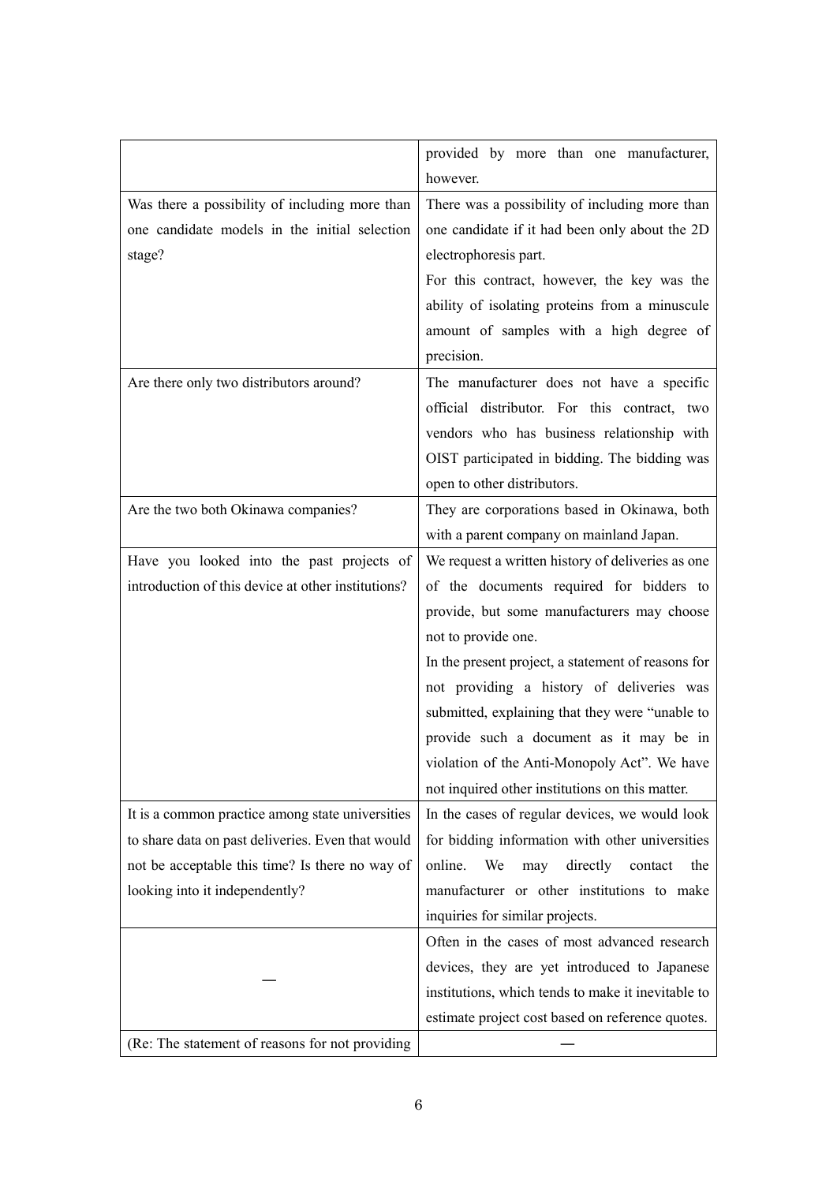| | |
|---|---|
| | provided by more than one manufacturer, however. |
| Was there a possibility of including more than one candidate models in the initial selection stage? | There was a possibility of including more than one candidate if it had been only about the 2D electrophoresis part.<br>For this contract, however, the key was the ability of isolating proteins from a minuscule amount of samples with a high degree of precision. |
| Are there only two distributors around? | The manufacturer does not have a specific official distributor. For this contract, two vendors who has business relationship with OIST participated in bidding. The bidding was open to other distributors. |
| Are the two both Okinawa companies? | They are corporations based in Okinawa, both with a parent company on mainland Japan. |
| Have you looked into the past projects of introduction of this device at other institutions? | We request a written history of deliveries as one of the documents required for bidders to provide, but some manufacturers may choose not to provide one.<br>In the present project, a statement of reasons for not providing a history of deliveries was submitted, explaining that they were "unable to provide such a document as it may be in violation of the Anti-Monopoly Act". We have not inquired other institutions on this matter. |
| It is a common practice among state universities to share data on past deliveries. Even that would not be acceptable this time? Is there no way of looking into it independently? | In the cases of regular devices, we would look for bidding information with other universities online. We may directly contact the manufacturer or other institutions to make inquiries for similar projects. |
| — | Often in the cases of most advanced research devices, they are yet introduced to Japanese institutions, which tends to make it inevitable to estimate project cost based on reference quotes. |
| (Re: The statement of reasons for not providing | — |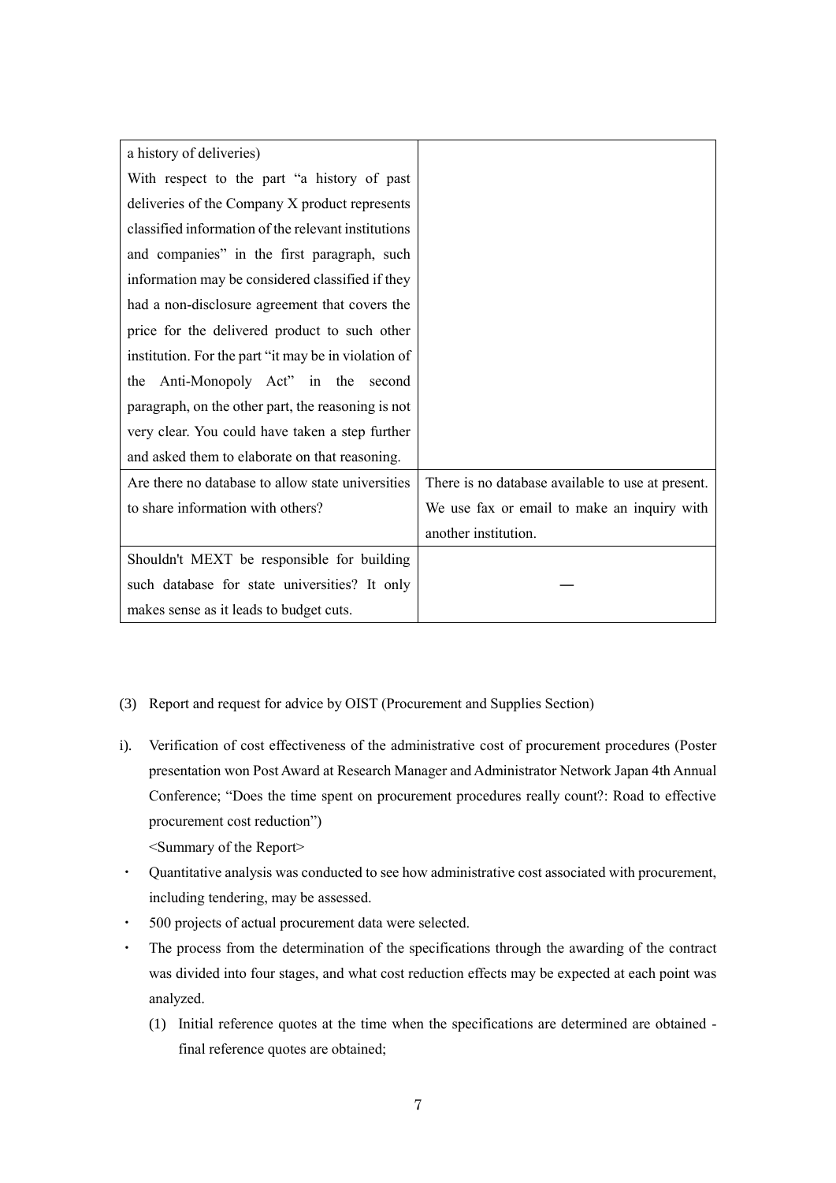| | |
|---|---|
| a history of deliveries) With respect to the part "a history of past deliveries of the Company X product represents classified information of the relevant institutions and companies" in the first paragraph, such information may be considered classified if they had a non-disclosure agreement that covers the price for the delivered product to such other institution. For the part "it may be in violation of the Anti-Monopoly Act" in the second paragraph, on the other part, the reasoning is not very clear. You could have taken a step further and asked them to elaborate on that reasoning. | |
| Are there no database to allow state universities to share information with others? | There is no database available to use at present. We use fax or email to make an inquiry with another institution. |
| Shouldn't MEXT be responsible for building such database for state universities? It only makes sense as it leads to budget cuts. | — |

(3) Report and request for advice by OIST (Procurement and Supplies Section)

i). Verification of cost effectiveness of the administrative cost of procurement procedures (Poster presentation won Post Award at Research Manager and Administrator Network Japan 4th Annual Conference; "Does the time spent on procurement procedures really count?: Road to effective procurement cost reduction")

<Summary of the Report>

- Quantitative analysis was conducted to see how administrative cost associated with procurement, including tendering, may be assessed.
- 500 projects of actual procurement data were selected.
- The process from the determination of the specifications through the awarding of the contract was divided into four stages, and what cost reduction effects may be expected at each point was analyzed.
    (1) Initial reference quotes at the time when the specifications are determined are obtained - final reference quotes are obtained;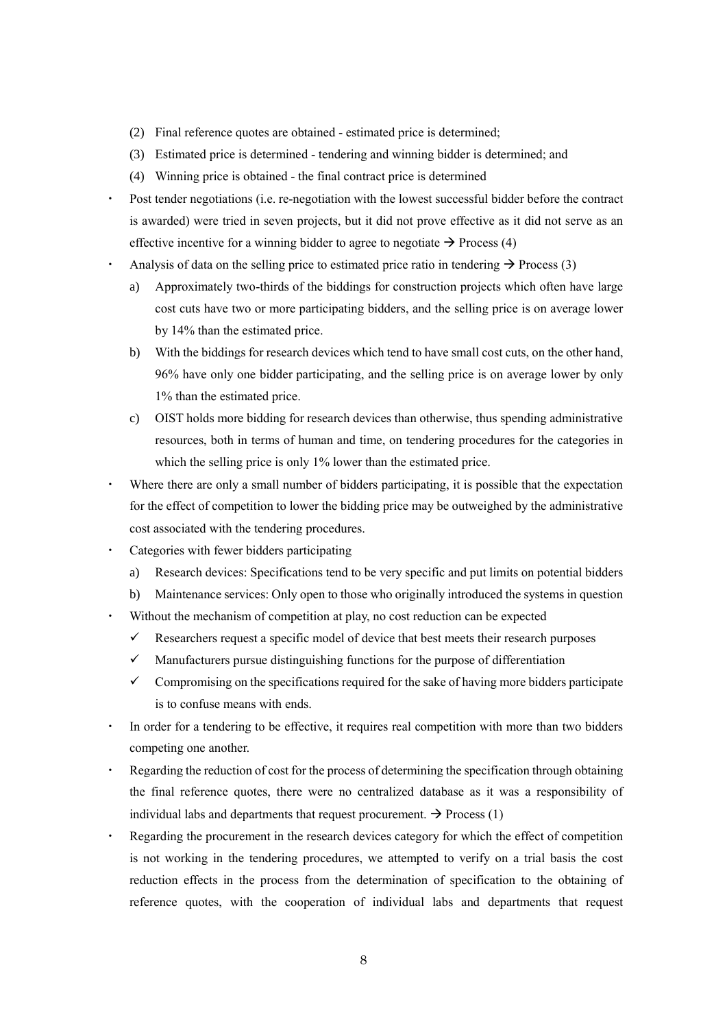(2) Final reference quotes are obtained - estimated price is determined;

(3) Estimated price is determined - tendering and winning bidder is determined; and

(4) Winning price is obtained - the final contract price is determined

- Post tender negotiations (i.e. re-negotiation with the lowest successful bidder before the contract is awarded) were tried in seven projects, but it did not prove effective as it did not serve as an effective incentive for a winning bidder to agree to negotiate → Process (4)
- Analysis of data on the selling price to estimated price ratio in tendering → Process (3)
  a) Approximately two-thirds of the biddings for construction projects which often have large cost cuts have two or more participating bidders, and the selling price is on average lower by 14% than the estimated price.
  b) With the biddings for research devices which tend to have small cost cuts, on the other hand, 96% have only one bidder participating, and the selling price is on average lower by only 1% than the estimated price.
  c) OIST holds more bidding for research devices than otherwise, thus spending administrative resources, both in terms of human and time, on tendering procedures for the categories in which the selling price is only 1% lower than the estimated price.
- Where there are only a small number of bidders participating, it is possible that the expectation for the effect of competition to lower the bidding price may be outweighed by the administrative cost associated with the tendering procedures.
- Categories with fewer bidders participating
  a) Research devices: Specifications tend to be very specific and put limits on potential bidders
  b) Maintenance services: Only open to those who originally introduced the systems in question
- Without the mechanism of competition at play, no cost reduction can be expected
  - ✓ Researchers request a specific model of device that best meets their research purposes
  - ✓ Manufacturers pursue distinguishing functions for the purpose of differentiation
  - ✓ Compromising on the specifications required for the sake of having more bidders participate is to confuse means with ends.
- In order for a tendering to be effective, it requires real competition with more than two bidders competing one another.
- Regarding the reduction of cost for the process of determining the specification through obtaining the final reference quotes, there were no centralized database as it was a responsibility of individual labs and departments that request procurement. → Process (1)
- Regarding the procurement in the research devices category for which the effect of competition is not working in the tendering procedures, we attempted to verify on a trial basis the cost reduction effects in the process from the determination of specification to the obtaining of reference quotes, with the cooperation of individual labs and departments that request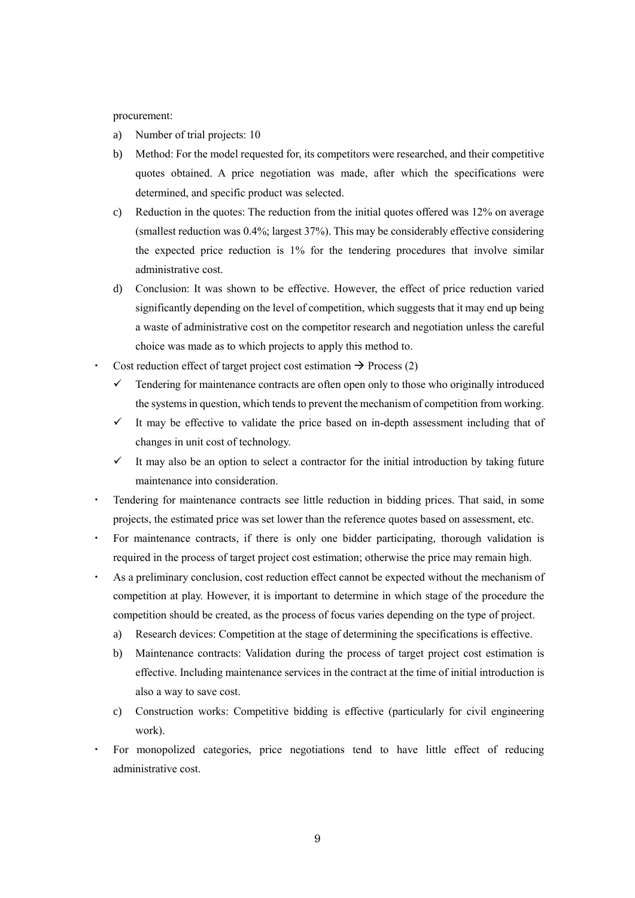procurement:

a) Number of trial projects: 10

b) Method: For the model requested for, its competitors were researched, and their competitive quotes obtained. A price negotiation was made, after which the specifications were determined, and specific product was selected.

c) Reduction in the quotes: The reduction from the initial quotes offered was 12% on average (smallest reduction was 0.4%; largest 37%). This may be considerably effective considering the expected price reduction is 1% for the tendering procedures that involve similar administrative cost.

d) Conclusion: It was shown to be effective. However, the effect of price reduction varied significantly depending on the level of competition, which suggests that it may end up being a waste of administrative cost on the competitor research and negotiation unless the careful choice was made as to which projects to apply this method to.

- Cost reduction effect of target project cost estimation → Process (2)
  - ✓ Tendering for maintenance contracts are often open only to those who originally introduced the systems in question, which tends to prevent the mechanism of competition from working.
  - ✓ It may be effective to validate the price based on in-depth assessment including that of changes in unit cost of technology.
  - ✓ It may also be an option to select a contractor for the initial introduction by taking future maintenance into consideration.
- Tendering for maintenance contracts see little reduction in bidding prices. That said, in some projects, the estimated price was set lower than the reference quotes based on assessment, etc.
- For maintenance contracts, if there is only one bidder participating, thorough validation is required in the process of target project cost estimation; otherwise the price may remain high.
- As a preliminary conclusion, cost reduction effect cannot be expected without the mechanism of competition at play. However, it is important to determine in which stage of the procedure the competition should be created, as the process of focus varies depending on the type of project.

  a) Research devices: Competition at the stage of determining the specifications is effective.

  b) Maintenance contracts: Validation during the process of target project cost estimation is effective. Including maintenance services in the contract at the time of initial introduction is also a way to save cost.

  c) Construction works: Competitive bidding is effective (particularly for civil engineering work).
- For monopolized categories, price negotiations tend to have little effect of reducing administrative cost.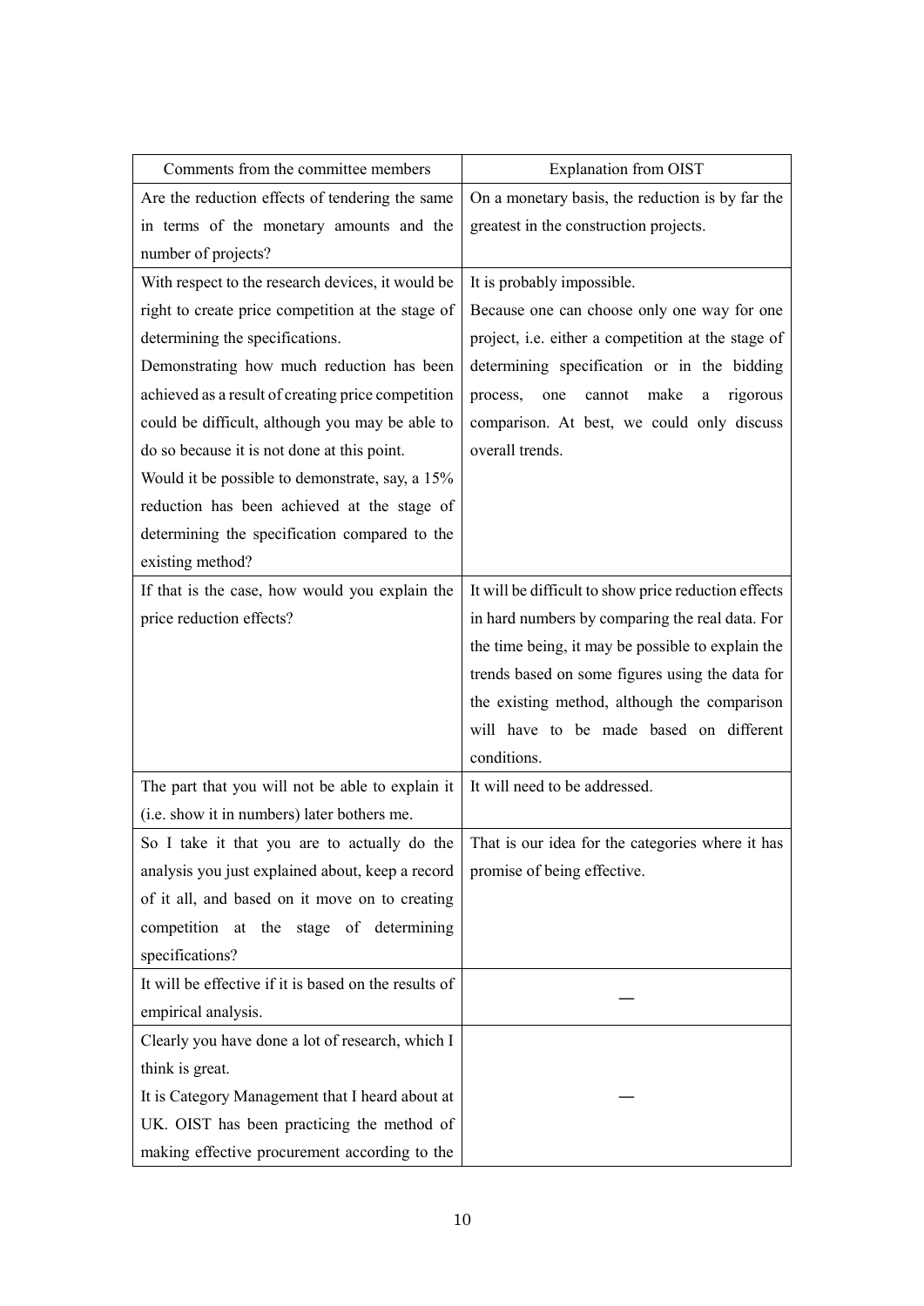| Comments from the committee members | Explanation from OIST |
| --- | --- |
| Are the reduction effects of tendering the same in terms of the monetary amounts and the number of projects? | On a monetary basis, the reduction is by far the greatest in the construction projects. |
| With respect to the research devices, it would be right to create price competition at the stage of determining the specifications.<br>Demonstrating how much reduction has been achieved as a result of creating price competition could be difficult, although you may be able to do so because it is not done at this point.<br>Would it be possible to demonstrate, say, a 15% reduction has been achieved at the stage of determining the specification compared to the existing method? | It is probably impossible.<br>Because one can choose only one way for one project, i.e. either a competition at the stage of determining specification or in the bidding process, one cannot make a rigorous comparison. At best, we could only discuss overall trends. |
| If that is the case, how would you explain the price reduction effects? | It will be difficult to show price reduction effects in hard numbers by comparing the real data. For the time being, it may be possible to explain the trends based on some figures using the data for the existing method, although the comparison will have to be made based on different conditions. |
| The part that you will not be able to explain it (i.e. show it in numbers) later bothers me. | It will need to be addressed. |
| So I take it that you are to actually do the analysis you just explained about, keep a record of it all, and based on it move on to creating competition at the stage of determining specifications? | That is our idea for the categories where it has promise of being effective. |
| It will be effective if it is based on the results of empirical analysis. | — |
| Clearly you have done a lot of research, which I think is great.<br>It is Category Management that I heard about at UK. OIST has been practicing the method of making effective procurement according to the | — |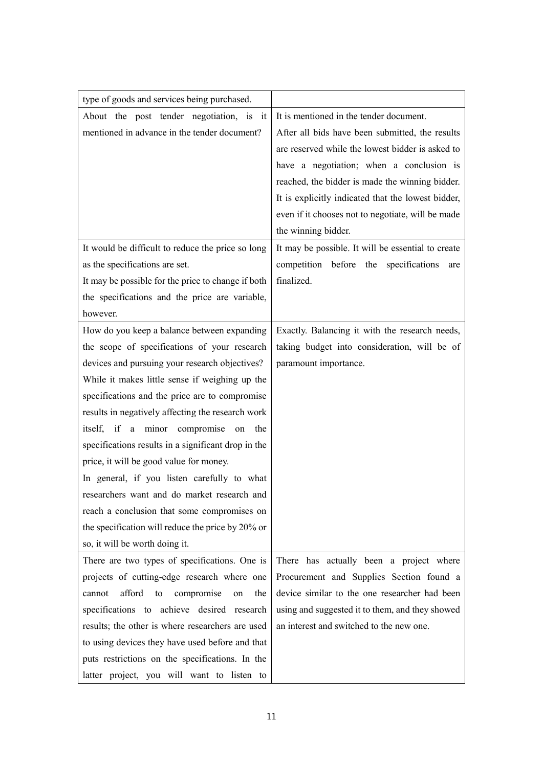| | |
|---|---|
| type of goods and services being purchased. | |
| About the post tender negotiation, is it mentioned in advance in the tender document? | It is mentioned in the tender document.<br>After all bids have been submitted, the results are reserved while the lowest bidder is asked to have a negotiation; when a conclusion is reached, the bidder is made the winning bidder. It is explicitly indicated that the lowest bidder, even if it chooses not to negotiate, will be made the winning bidder. |
| It would be difficult to reduce the price so long as the specifications are set.<br>It may be possible for the price to change if both the specifications and the price are variable, however. | It may be possible. It will be essential to create competition before the specifications are finalized. |
| How do you keep a balance between expanding the scope of specifications of your research devices and pursuing your research objectives? While it makes little sense if weighing up the specifications and the price are to compromise results in negatively affecting the research work itself, if a minor compromise on the specifications results in a significant drop in the price, it will be good value for money.<br>In general, if you listen carefully to what researchers want and do market research and reach a conclusion that some compromises on the specification will reduce the price by 20% or so, it will be worth doing it. | Exactly. Balancing it with the research needs, taking budget into consideration, will be of paramount importance. |
| There are two types of specifications. One is projects of cutting-edge research where one cannot afford to compromise on the specifications to achieve desired research results; the other is where researchers are used to using devices they have used before and that puts restrictions on the specifications. In the latter project, you will want to listen to | There has actually been a project where Procurement and Supplies Section found a device similar to the one researcher had been using and suggested it to them, and they showed an interest and switched to the new one. |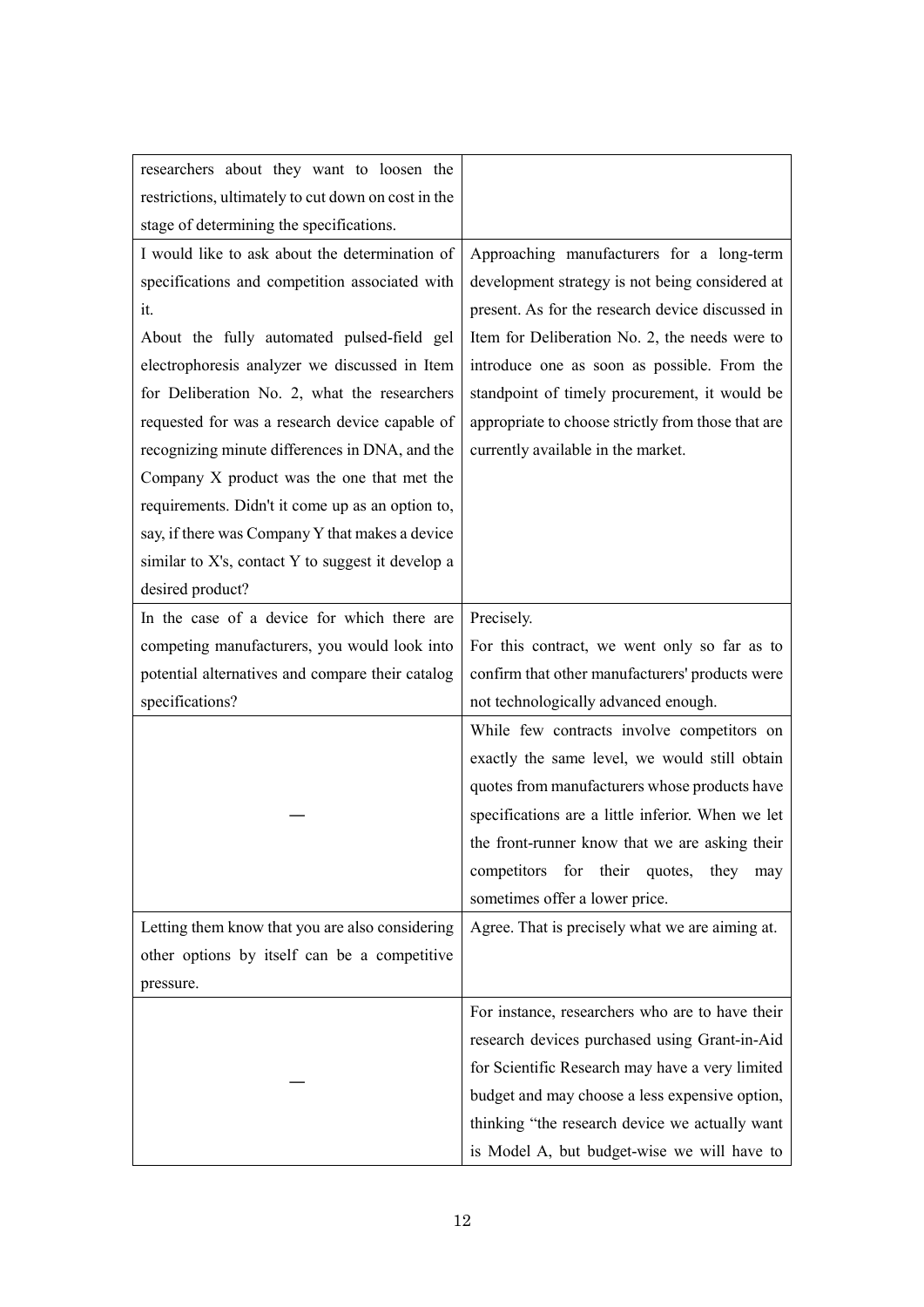| | |
|---|---|
| researchers about they want to loosen the restrictions, ultimately to cut down on cost in the stage of determining the specifications. | |
| I would like to ask about the determination of specifications and competition associated with it.<br>About the fully automated pulsed-field gel electrophoresis analyzer we discussed in Item for Deliberation No. 2, what the researchers requested for was a research device capable of recognizing minute differences in DNA, and the Company X product was the one that met the requirements. Didn't it come up as an option to, say, if there was Company Y that makes a device similar to X's, contact Y to suggest it develop a desired product? | Approaching manufacturers for a long-term development strategy is not being considered at present. As for the research device discussed in Item for Deliberation No. 2, the needs were to introduce one as soon as possible. From the standpoint of timely procurement, it would be appropriate to choose strictly from those that are currently available in the market. |
| In the case of a device for which there are competing manufacturers, you would look into potential alternatives and compare their catalog specifications? | Precisely.<br>For this contract, we went only so far as to confirm that other manufacturers' products were not technologically advanced enough. |
| — | While few contracts involve competitors on exactly the same level, we would still obtain quotes from manufacturers whose products have specifications are a little inferior. When we let the front-runner know that we are asking their competitors for their quotes, they may sometimes offer a lower price. |
| Letting them know that you are also considering other options by itself can be a competitive pressure. | Agree. That is precisely what we are aiming at. |
| — | For instance, researchers who are to have their research devices purchased using Grant-in-Aid for Scientific Research may have a very limited budget and may choose a less expensive option, thinking "the research device we actually want is Model A, but budget-wise we will have to |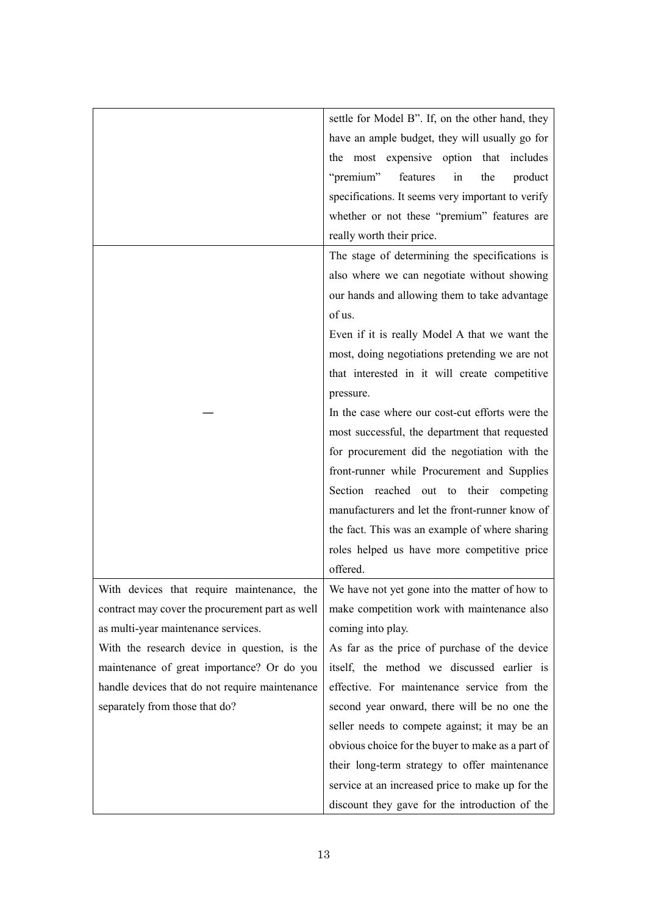| | |
|---|---|
| | settle for Model B". If, on the other hand, they have an ample budget, they will usually go for the most expensive option that includes "premium" features in the product specifications. It seems very important to verify whether or not these "premium" features are really worth their price. |
| — | The stage of determining the specifications is also where we can negotiate without showing our hands and allowing them to take advantage of us.<br>Even if it is really Model A that we want the most, doing negotiations pretending we are not that interested in it will create competitive pressure.<br>In the case where our cost-cut efforts were the most successful, the department that requested for procurement did the negotiation with the front-runner while Procurement and Supplies Section reached out to their competing manufacturers and let the front-runner know of the fact. This was an example of where sharing roles helped us have more competitive price offered. |
| With devices that require maintenance, the contract may cover the procurement part as well as multi-year maintenance services.<br>With the research device in question, is the maintenance of great importance? Or do you handle devices that do not require maintenance separately from those that do? | We have not yet gone into the matter of how to make competition work with maintenance also coming into play.<br>As far as the price of purchase of the device itself, the method we discussed earlier is effective. For maintenance service from the second year onward, there will be no one the seller needs to compete against; it may be an obvious choice for the buyer to make as a part of their long-term strategy to offer maintenance service at an increased price to make up for the discount they gave for the introduction of the |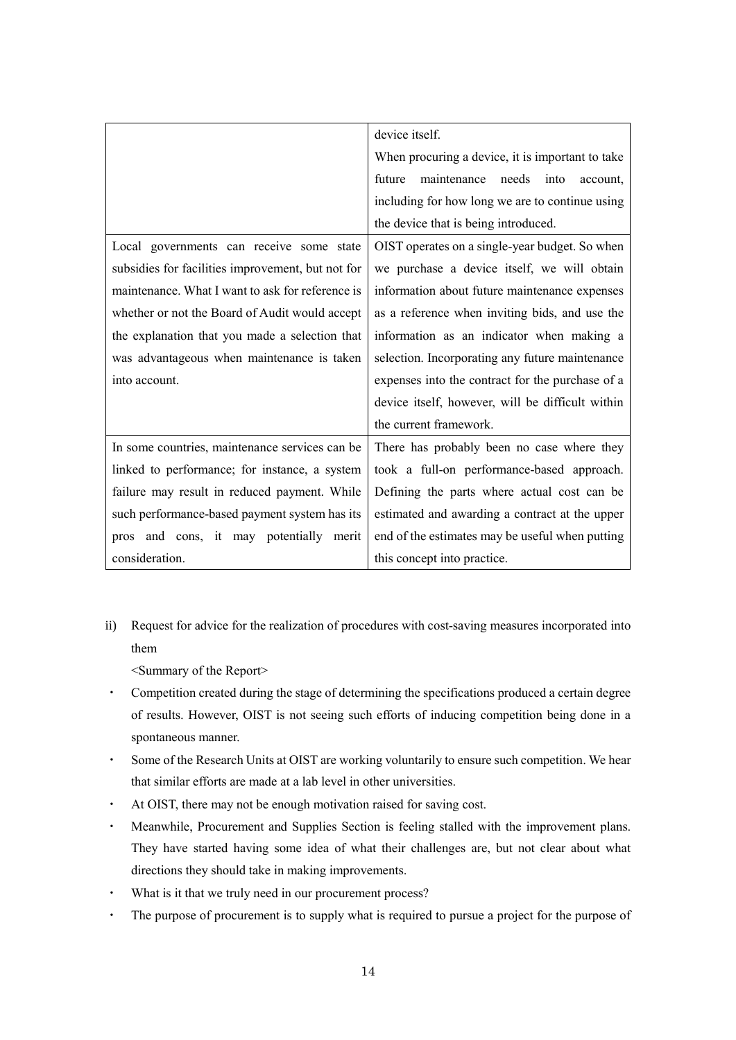| | |
|---|---|
| | device itself.<br>When procuring a device, it is important to take future maintenance needs into account, including for how long we are to continue using the device that is being introduced. |
| Local governments can receive some state subsidies for facilities improvement, but not for maintenance. What I want to ask for reference is whether or not the Board of Audit would accept the explanation that you made a selection that was advantageous when maintenance is taken into account. | OIST operates on a single-year budget. So when we purchase a device itself, we will obtain information about future maintenance expenses as a reference when inviting bids, and use the information as an indicator when making a selection. Incorporating any future maintenance expenses into the contract for the purchase of a device itself, however, will be difficult within the current framework. |
| In some countries, maintenance services can be linked to performance; for instance, a system failure may result in reduced payment. While such performance-based payment system has its pros and cons, it may potentially merit consideration. | There has probably been no case where they took a full-on performance-based approach. Defining the parts where actual cost can be estimated and awarding a contract at the upper end of the estimates may be useful when putting this concept into practice. |

ii) Request for advice for the realization of procedures with cost-saving measures incorporated into them

<Summary of the Report>

- Competition created during the stage of determining the specifications produced a certain degree of results. However, OIST is not seeing such efforts of inducing competition being done in a spontaneous manner.
- Some of the Research Units at OIST are working voluntarily to ensure such competition. We hear that similar efforts are made at a lab level in other universities.
- At OIST, there may not be enough motivation raised for saving cost.
- Meanwhile, Procurement and Supplies Section is feeling stalled with the improvement plans. They have started having some idea of what their challenges are, but not clear about what directions they should take in making improvements.
- What is it that we truly need in our procurement process?
- The purpose of procurement is to supply what is required to pursue a project for the purpose of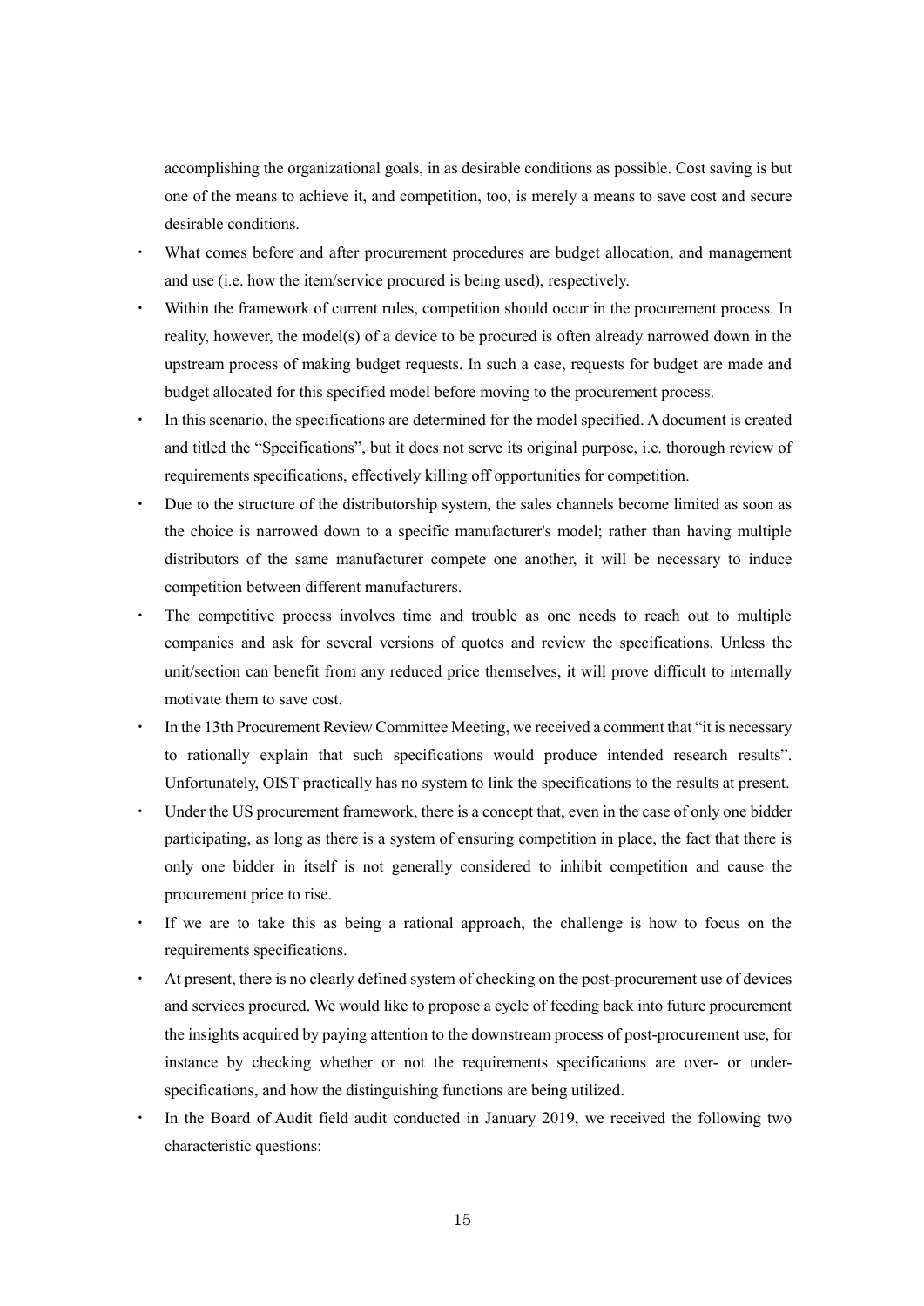accomplishing the organizational goals, in as desirable conditions as possible. Cost saving is but one of the means to achieve it, and competition, too, is merely a means to save cost and secure desirable conditions.

- What comes before and after procurement procedures are budget allocation, and management and use (i.e. how the item/service procured is being used), respectively.
- Within the framework of current rules, competition should occur in the procurement process. In reality, however, the model(s) of a device to be procured is often already narrowed down in the upstream process of making budget requests. In such a case, requests for budget are made and budget allocated for this specified model before moving to the procurement process.
- In this scenario, the specifications are determined for the model specified. A document is created and titled the "Specifications", but it does not serve its original purpose, i.e. thorough review of requirements specifications, effectively killing off opportunities for competition.
- Due to the structure of the distributorship system, the sales channels become limited as soon as the choice is narrowed down to a specific manufacturer's model; rather than having multiple distributors of the same manufacturer compete one another, it will be necessary to induce competition between different manufacturers.
- The competitive process involves time and trouble as one needs to reach out to multiple companies and ask for several versions of quotes and review the specifications. Unless the unit/section can benefit from any reduced price themselves, it will prove difficult to internally motivate them to save cost.
- In the 13th Procurement Review Committee Meeting, we received a comment that "it is necessary to rationally explain that such specifications would produce intended research results". Unfortunately, OIST practically has no system to link the specifications to the results at present.
- Under the US procurement framework, there is a concept that, even in the case of only one bidder participating, as long as there is a system of ensuring competition in place, the fact that there is only one bidder in itself is not generally considered to inhibit competition and cause the procurement price to rise.
- If we are to take this as being a rational approach, the challenge is how to focus on the requirements specifications.
- At present, there is no clearly defined system of checking on the post-procurement use of devices and services procured. We would like to propose a cycle of feeding back into future procurement the insights acquired by paying attention to the downstream process of post-procurement use, for instance by checking whether or not the requirements specifications are over- or under-specifications, and how the distinguishing functions are being utilized.
- In the Board of Audit field audit conducted in January 2019, we received the following two characteristic questions: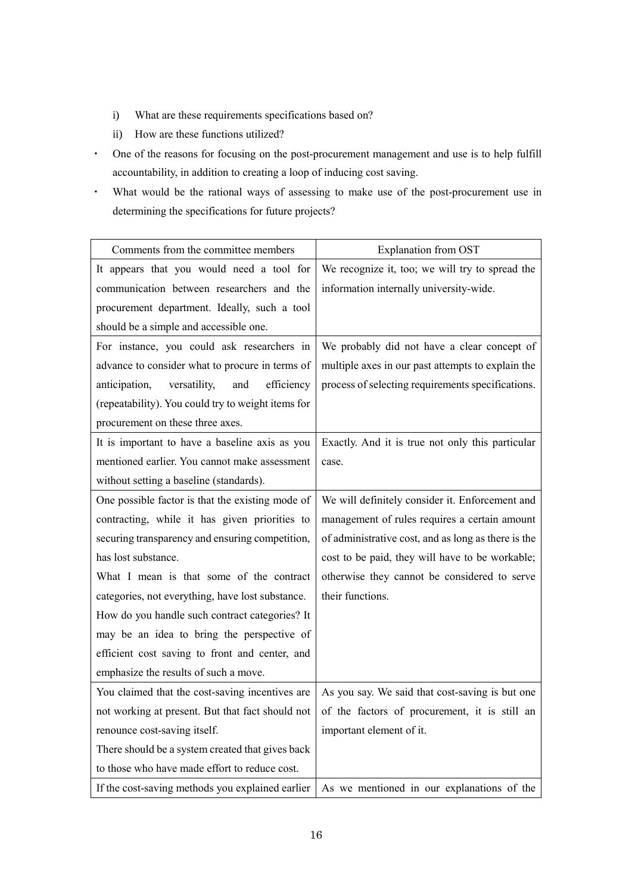i) What are these requirements specifications based on?

ii) How are these functions utilized?

- One of the reasons for focusing on the post-procurement management and use is to help fulfill accountability, in addition to creating a loop of inducing cost saving.
- What would be the rational ways of assessing to make use of the post-procurement use in determining the specifications for future projects?

| Comments from the committee members | Explanation from OST |
|---|---|
| It appears that you would need a tool for communication between researchers and the procurement department. Ideally, such a tool should be a simple and accessible one. | We recognize it, too; we will try to spread the information internally university-wide. |
| For instance, you could ask researchers in advance to consider what to procure in terms of anticipation, versatility, and efficiency (repeatability). You could try to weight items for procurement on these three axes. | We probably did not have a clear concept of multiple axes in our past attempts to explain the process of selecting requirements specifications. |
| It is important to have a baseline axis as you mentioned earlier. You cannot make assessment without setting a baseline (standards). | Exactly. And it is true not only this particular case. |
| One possible factor is that the existing mode of contracting, while it has given priorities to securing transparency and ensuring competition, has lost substance.<br>What I mean is that some of the contract categories, not everything, have lost substance. How do you handle such contract categories? It may be an idea to bring the perspective of efficient cost saving to front and center, and emphasize the results of such a move. | We will definitely consider it. Enforcement and management of rules requires a certain amount of administrative cost, and as long as there is the cost to be paid, they will have to be workable; otherwise they cannot be considered to serve their functions. |
| You claimed that the cost-saving incentives are not working at present. But that fact should not renounce cost-saving itself.<br>There should be a system created that gives back to those who have made effort to reduce cost. | As you say. We said that cost-saving is but one of the factors of procurement, it is still an important element of it. |
| If the cost-saving methods you explained earlier | As we mentioned in our explanations of the |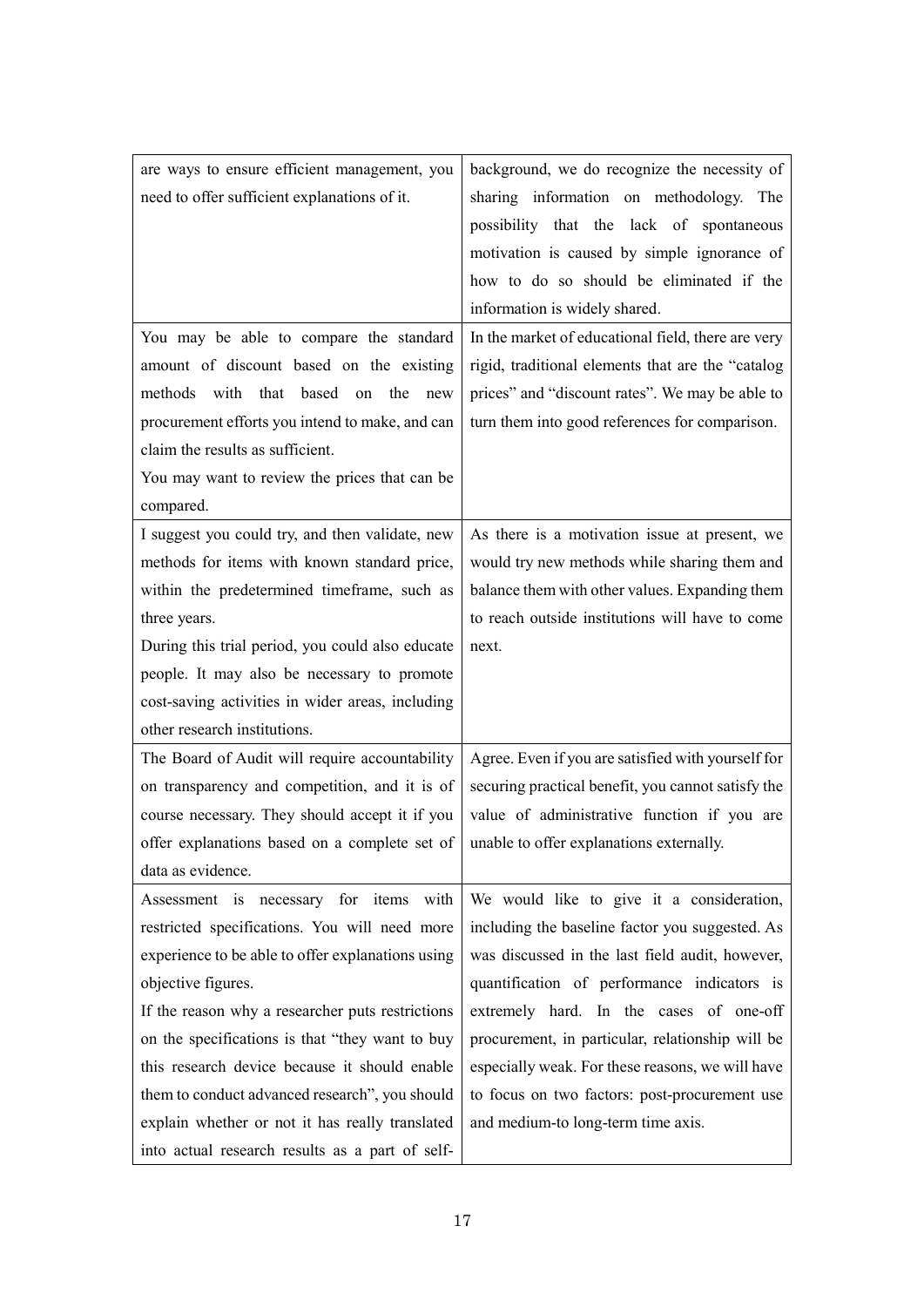| | |
|---|---|
| are ways to ensure efficient management, you need to offer sufficient explanations of it. | background, we do recognize the necessity of sharing information on methodology. The possibility that the lack of spontaneous motivation is caused by simple ignorance of how to do so should be eliminated if the information is widely shared. |
| You may be able to compare the standard amount of discount based on the existing methods with that based on the new procurement efforts you intend to make, and can claim the results as sufficient.<br>You may want to review the prices that can be compared. | In the market of educational field, there are very rigid, traditional elements that are the "catalog prices" and "discount rates". We may be able to turn them into good references for comparison. |
| I suggest you could try, and then validate, new methods for items with known standard price, within the predetermined timeframe, such as three years.<br>During this trial period, you could also educate people. It may also be necessary to promote cost-saving activities in wider areas, including other research institutions. | As there is a motivation issue at present, we would try new methods while sharing them and balance them with other values. Expanding them to reach outside institutions will have to come next. |
| The Board of Audit will require accountability on transparency and competition, and it is of course necessary. They should accept it if you offer explanations based on a complete set of data as evidence. | Agree. Even if you are satisfied with yourself for securing practical benefit, you cannot satisfy the value of administrative function if you are unable to offer explanations externally. |
| Assessment is necessary for items with restricted specifications. You will need more experience to be able to offer explanations using objective figures.<br>If the reason why a researcher puts restrictions on the specifications is that "they want to buy this research device because it should enable them to conduct advanced research", you should explain whether or not it has really translated into actual research results as a part of self- | We would like to give it a consideration, including the baseline factor you suggested. As was discussed in the last field audit, however, quantification of performance indicators is extremely hard. In the cases of one-off procurement, in particular, relationship will be especially weak. For these reasons, we will have to focus on two factors: post-procurement use and medium-to long-term time axis. |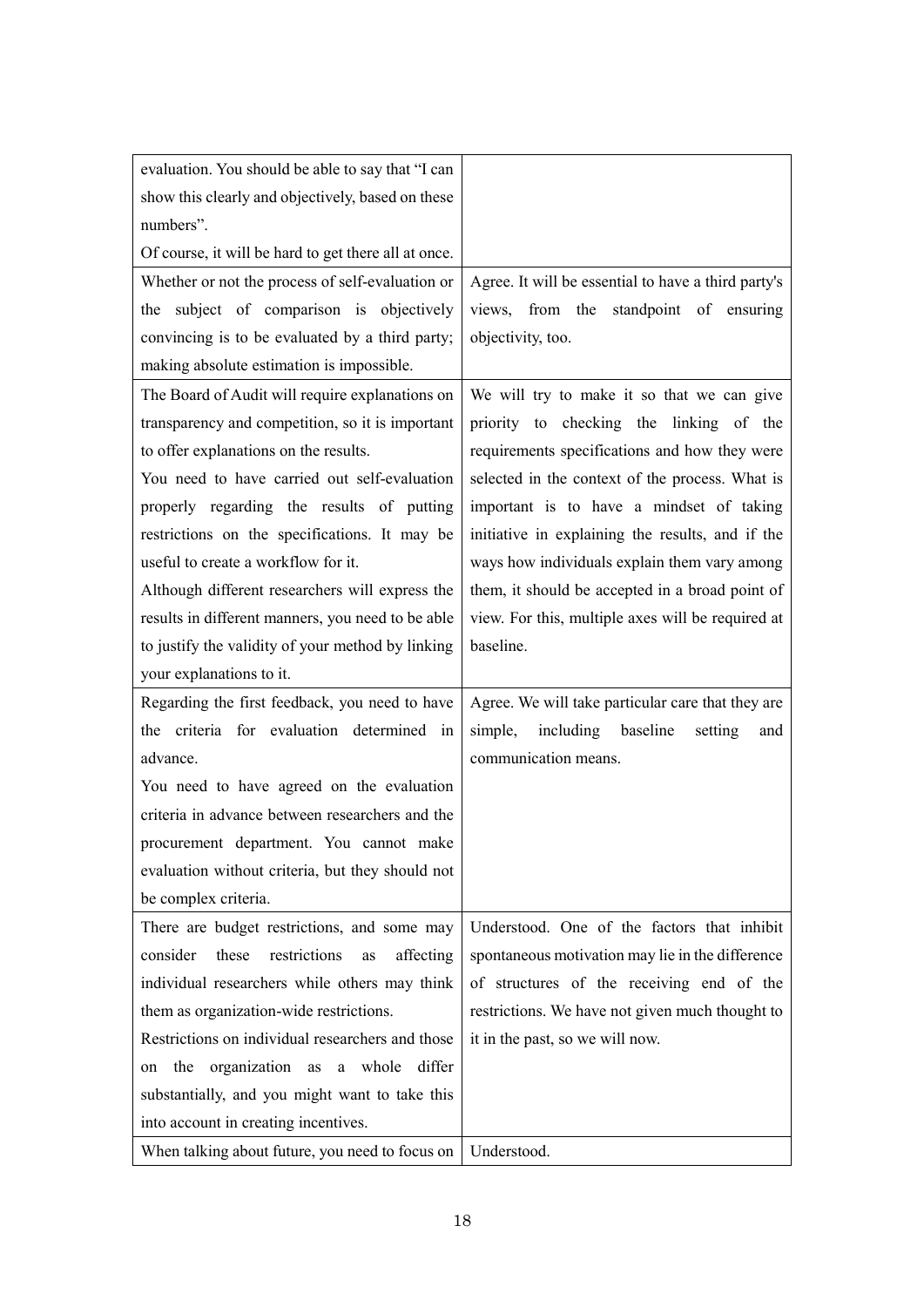| | |
|---|---|
| evaluation. You should be able to say that "I can show this clearly and objectively, based on these numbers".<br>Of course, it will be hard to get there all at once. | |
| Whether or not the process of self-evaluation or the subject of comparison is objectively convincing is to be evaluated by a third party; making absolute estimation is impossible. | Agree. It will be essential to have a third party's views, from the standpoint of ensuring objectivity, too. |
| The Board of Audit will require explanations on transparency and competition, so it is important to offer explanations on the results.<br>You need to have carried out self-evaluation properly regarding the results of putting restrictions on the specifications. It may be useful to create a workflow for it.<br>Although different researchers will express the results in different manners, you need to be able to justify the validity of your method by linking your explanations to it. | We will try to make it so that we can give priority to checking the linking of the requirements specifications and how they were selected in the context of the process. What is important is to have a mindset of taking initiative in explaining the results, and if the ways how individuals explain them vary among them, it should be accepted in a broad point of view. For this, multiple axes will be required at baseline. |
| Regarding the first feedback, you need to have the criteria for evaluation determined in advance.<br>You need to have agreed on the evaluation criteria in advance between researchers and the procurement department. You cannot make evaluation without criteria, but they should not be complex criteria. | Agree. We will take particular care that they are simple, including baseline setting and communication means. |
| There are budget restrictions, and some may consider these restrictions as affecting individual researchers while others may think them as organization-wide restrictions.<br>Restrictions on individual researchers and those on the organization as a whole differ substantially, and you might want to take this into account in creating incentives. | Understood. One of the factors that inhibit spontaneous motivation may lie in the difference of structures of the receiving end of the restrictions. We have not given much thought to it in the past, so we will now. |
| When talking about future, you need to focus on | Understood. |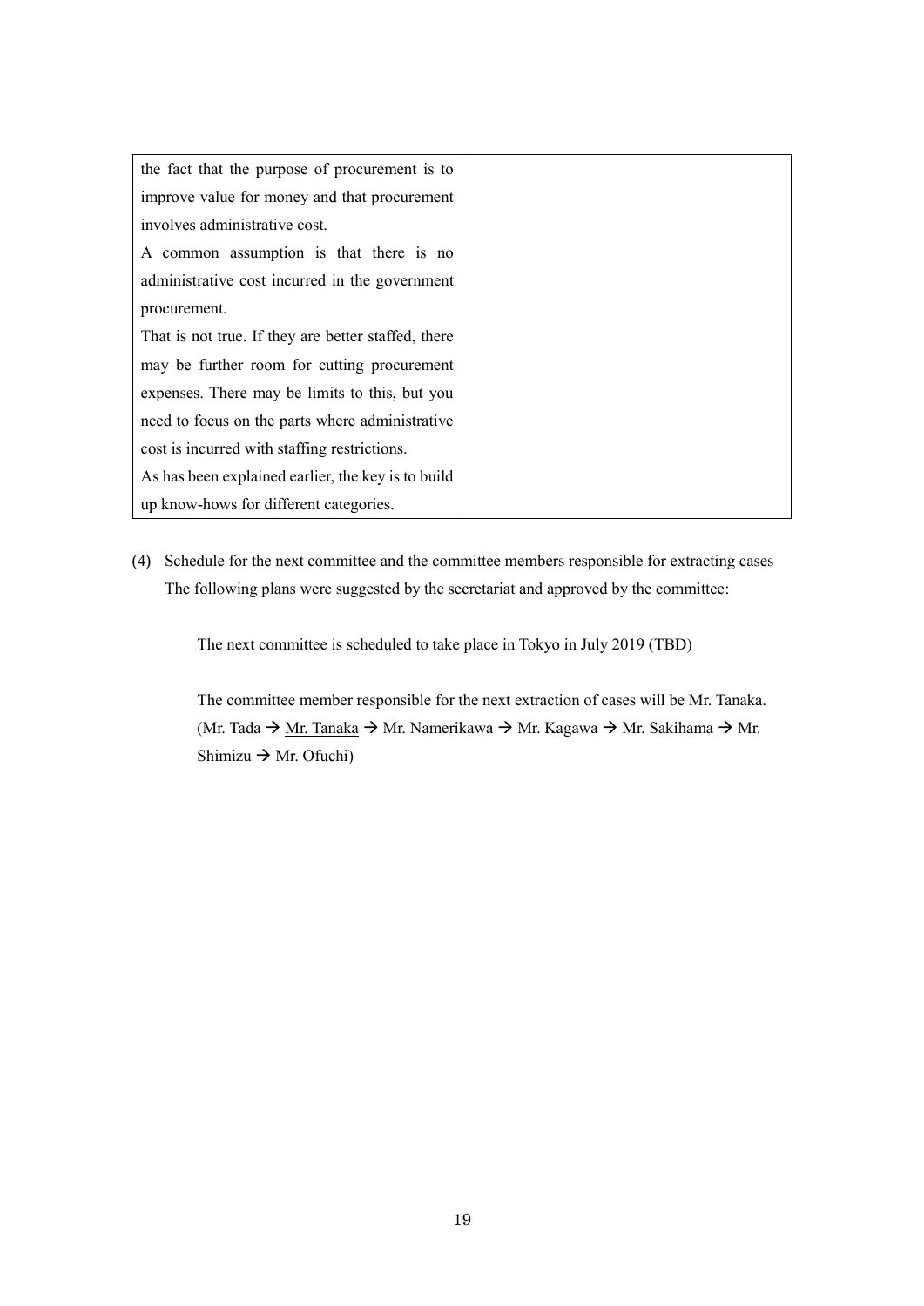| | |
|---|---|
| the fact that the purpose of procurement is to improve value for money and that procurement involves administrative cost.<br>A common assumption is that there is no administrative cost incurred in the government procurement.<br>That is not true. If they are better staffed, there may be further room for cutting procurement expenses. There may be limits to this, but you need to focus on the parts where administrative cost is incurred with staffing restrictions.<br>As has been explained earlier, the key is to build up know-hows for different categories. | |

(4) Schedule for the next committee and the committee members responsible for extracting cases

The following plans were suggested by the secretariat and approved by the committee:

The next committee is scheduled to take place in Tokyo in July 2019 (TBD)

The committee member responsible for the next extraction of cases will be Mr. Tanaka. (Mr. Tada → <u>Mr. Tanaka</u> → Mr. Namerikawa → Mr. Kagawa → Mr. Sakihama → Mr. Shimizu → Mr. Ofuchi)